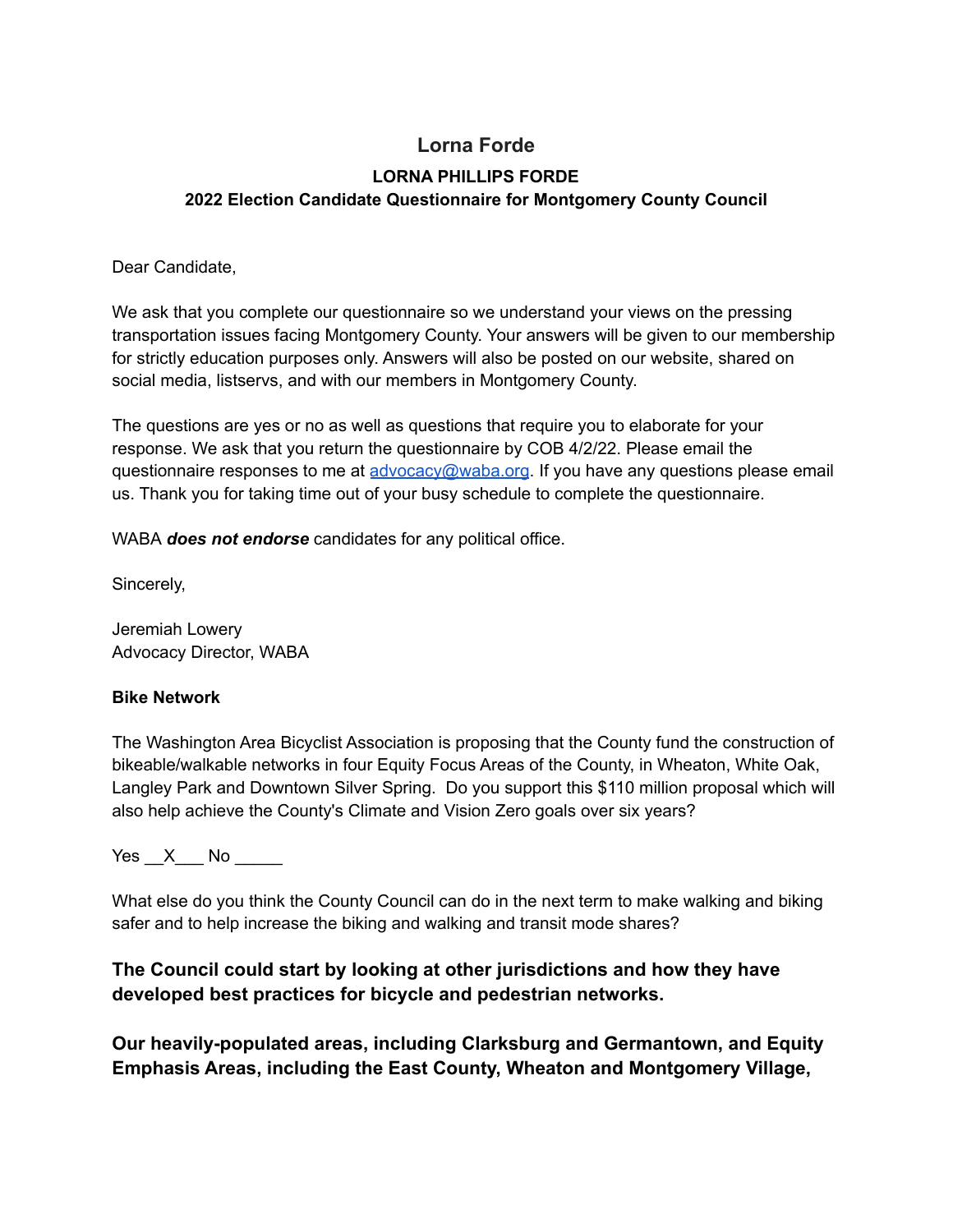# Lorna Forde

## LORNA PHILLIPS FORDE
## 2022 Election Candidate Questionnaire for Montgomery County Council

Dear Candidate,

We ask that you complete our questionnaire so we understand your views on the pressing transportation issues facing Montgomery County. Your answers will be given to our membership for strictly education purposes only. Answers will also be posted on our website, shared on social media, listservs, and with our members in Montgomery County.

The questions are yes or no as well as questions that require you to elaborate for your response. We ask that you return the questionnaire by COB 4/2/22. Please email the questionnaire responses to me at advocacy@waba.org. If you have any questions please email us. Thank you for taking time out of your busy schedule to complete the questionnaire.

WABA ***does not endorse*** candidates for any political office.

Sincerely,

Jeremiah Lowery
Advocacy Director, WABA

**Bike Network**

The Washington Area Bicyclist Association is proposing that the County fund the construction of bikeable/walkable networks in four Equity Focus Areas of the County, in Wheaton, White Oak, Langley Park and Downtown Silver Spring. Do you support this $110 million proposal which will also help achieve the County's Climate and Vision Zero goals over six years?

Yes __X___ No _____

What else do you think the County Council can do in the next term to make walking and biking safer and to help increase the biking and walking and transit mode shares?

**The Council could start by looking at other jurisdictions and how they have developed best practices for bicycle and pedestrian networks.**

**Our heavily-populated areas, including Clarksburg and Germantown, and Equity Emphasis Areas, including the East County, Wheaton and Montgomery Village,**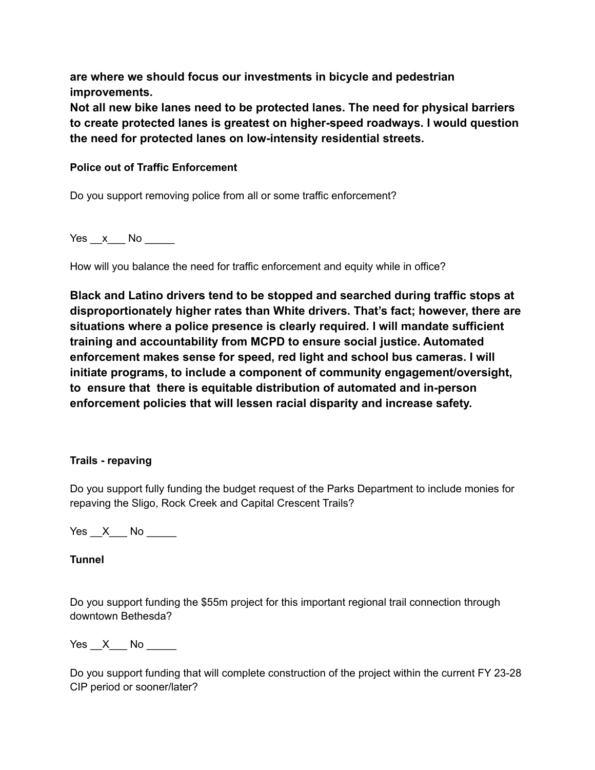**are where we should focus our investments in bicycle and pedestrian improvements.**
**Not all new bike lanes need to be protected lanes. The need for physical barriers to create protected lanes is greatest on higher-speed roadways. I would question the need for protected lanes on low-intensity residential streets.**

**Police out of Traffic Enforcement**

Do you support removing police from all or some traffic enforcement?

Yes \_\_x\_\_\_ No \_\_\_\_\_

How will you balance the need for traffic enforcement and equity while in office?

**Black and Latino drivers tend to be stopped and searched during traffic stops at disproportionately higher rates than White drivers. That's fact; however, there are situations where a police presence is clearly required. I will mandate sufficient training and accountability from MCPD to ensure social justice. Automated enforcement makes sense for speed, red light and school bus cameras. I will initiate programs, to include a component of community engagement/oversight, to ensure that there is equitable distribution of automated and in-person enforcement policies that will lessen racial disparity and increase safety.**

**Trails - repaving**

Do you support fully funding the budget request of the Parks Department to include monies for repaving the Sligo, Rock Creek and Capital Crescent Trails?

Yes \_\_X\_\_\_ No \_\_\_\_\_

**Tunnel**

Do you support funding the $55m project for this important regional trail connection through downtown Bethesda?

Yes \_\_X\_\_\_ No \_\_\_\_\_

Do you support funding that will complete construction of the project within the current FY 23-28 CIP period or sooner/later?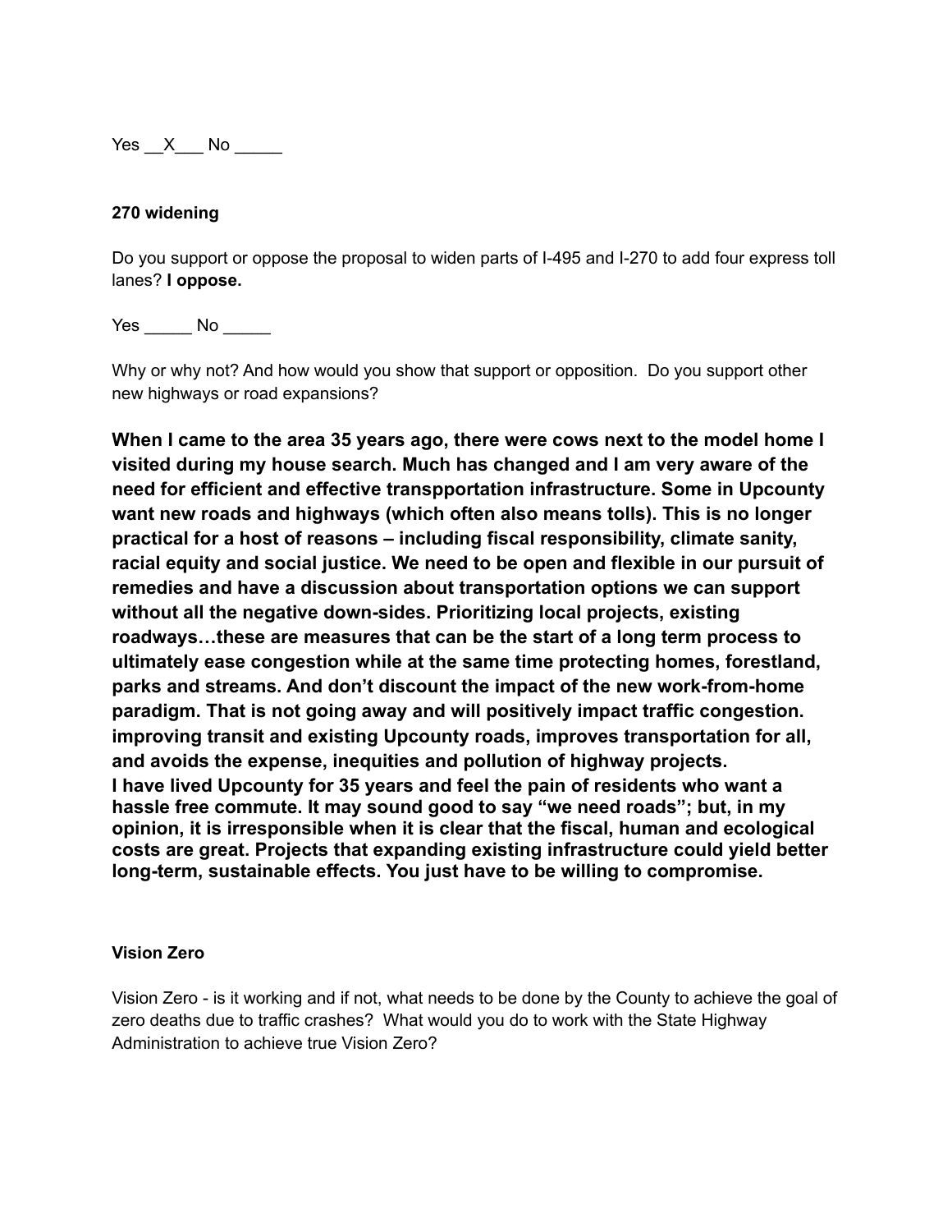Yes \_\_X\_\_\_ No \_\_\_\_\_

**270 widening**

Do you support or oppose the proposal to widen parts of I-495 and I-270 to add four express toll lanes? **I oppose.**

Yes \_\_\_\_\_ No \_\_\_\_\_

Why or why not? And how would you show that support or opposition. Do you support other new highways or road expansions?

**When I came to the area 35 years ago, there were cows next to the model home I visited during my house search. Much has changed and I am very aware of the need for efficient and effective transpportation infrastructure. Some in Upcounty want new roads and highways (which often also means tolls). This is no longer practical for a host of reasons – including fiscal responsibility, climate sanity, racial equity and social justice. We need to be open and flexible in our pursuit of remedies and have a discussion about transportation options we can support without all the negative down-sides. Prioritizing local projects, existing roadways…these are measures that can be the start of a long term process to ultimately ease congestion while at the same time protecting homes, forestland, parks and streams. And don't discount the impact of the new work-from-home paradigm. That is not going away and will positively impact traffic congestion. improving transit and existing Upcounty roads, improves transportation for all, and avoids the expense, inequities and pollution of highway projects.**
**I have lived Upcounty for 35 years and feel the pain of residents who want a hassle free commute. It may sound good to say "we need roads"; but, in my opinion, it is irresponsible when it is clear that the fiscal, human and ecological costs are great. Projects that expanding existing infrastructure could yield better long-term, sustainable effects. You just have to be willing to compromise.**

**Vision Zero**

Vision Zero - is it working and if not, what needs to be done by the County to achieve the goal of zero deaths due to traffic crashes? What would you do to work with the State Highway Administration to achieve true Vision Zero?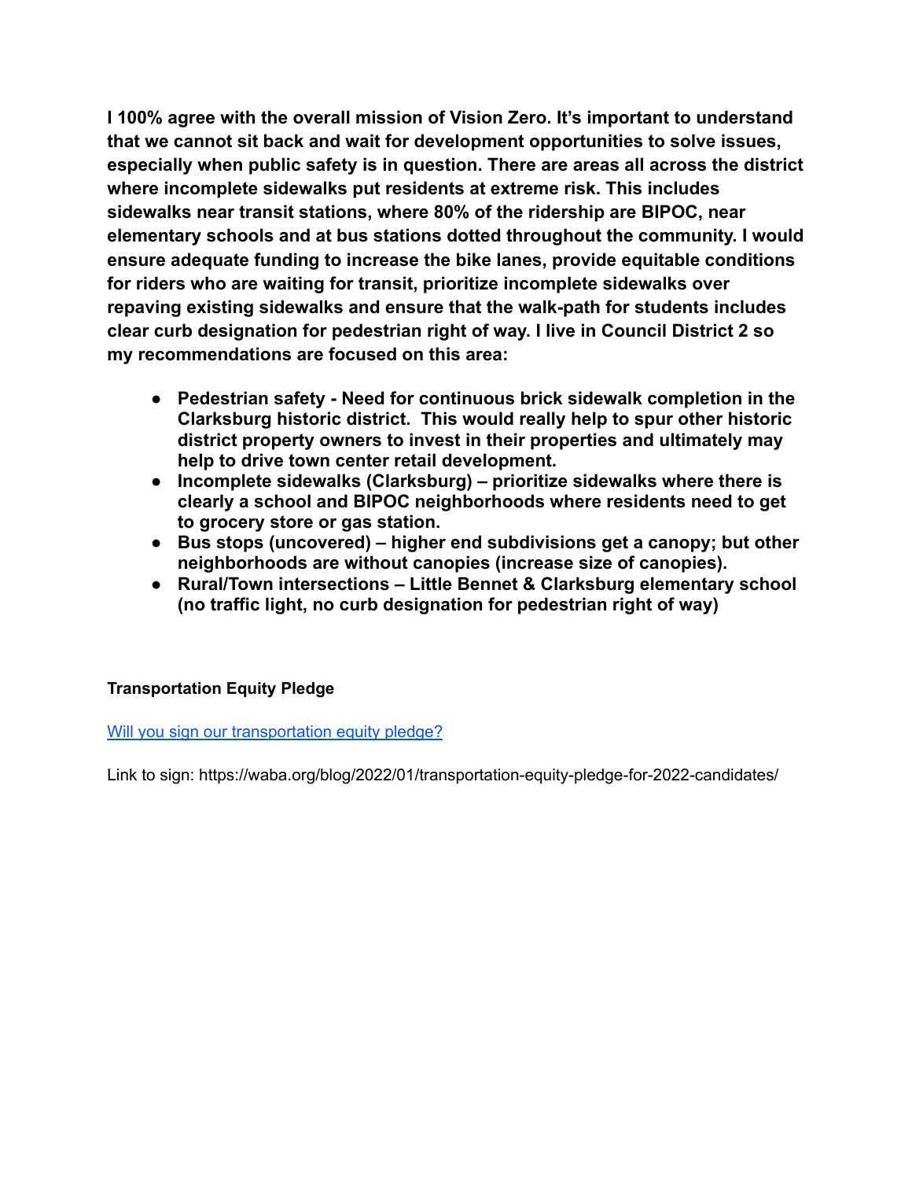**I 100% agree with the overall mission of Vision Zero. It's important to understand that we cannot sit back and wait for development opportunities to solve issues, especially when public safety is in question. There are areas all across the district where incomplete sidewalks put residents at extreme risk. This includes sidewalks near transit stations, where 80% of the ridership are BIPOC, near elementary schools and at bus stations dotted throughout the community. I would ensure adequate funding to increase the bike lanes, provide equitable conditions for riders who are waiting for transit, prioritize incomplete sidewalks over repaving existing sidewalks and ensure that the walk-path for students includes clear curb designation for pedestrian right of way. I live in Council District 2 so my recommendations are focused on this area:**

- **Pedestrian safety - Need for continuous brick sidewalk completion in the Clarksburg historic district. This would really help to spur other historic district property owners to invest in their properties and ultimately may help to drive town center retail development.**
- **Incomplete sidewalks (Clarksburg) – prioritize sidewalks where there is clearly a school and BIPOC neighborhoods where residents need to get to grocery store or gas station.**
- **Bus stops (uncovered) – higher end subdivisions get a canopy; but other neighborhoods are without canopies (increase size of canopies).**
- **Rural/Town intersections – Little Bennet & Clarksburg elementary school (no traffic light, no curb designation for pedestrian right of way)**

**Transportation Equity Pledge**

[Will you sign our transportation equity pledge?](https://waba.org/blog/2022/01/transportation-equity-pledge-for-2022-candidates/)

Link to sign: https://waba.org/blog/2022/01/transportation-equity-pledge-for-2022-candidates/